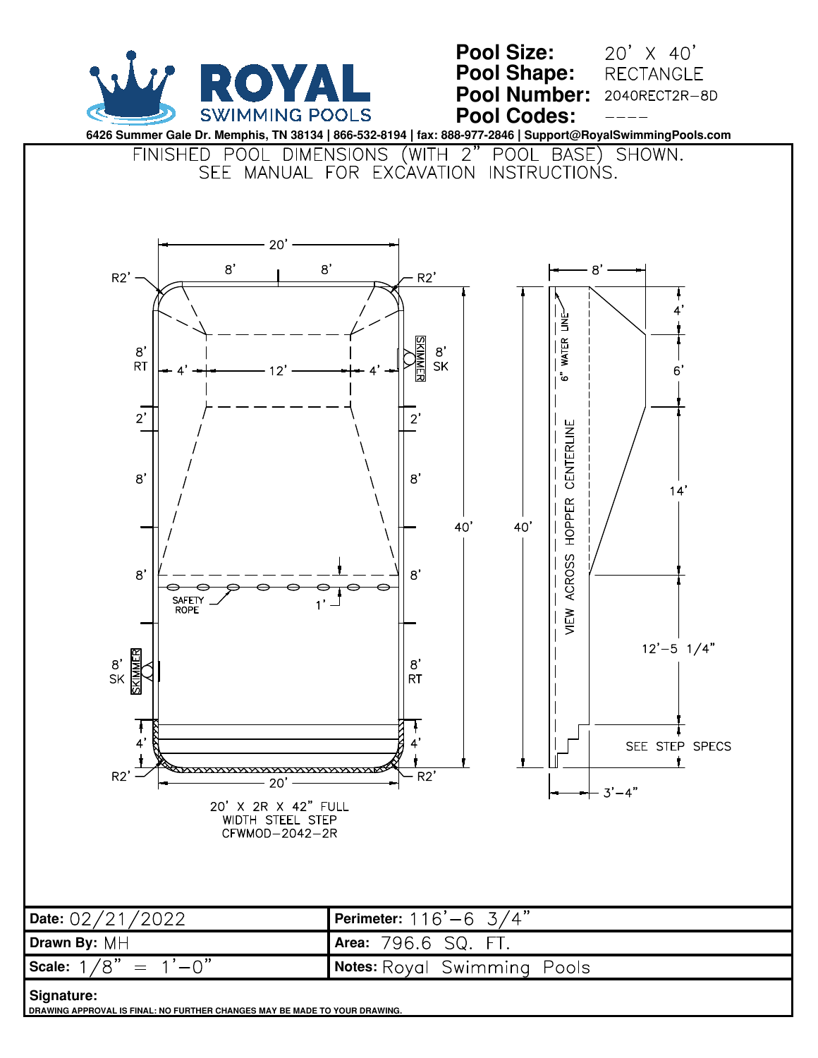# ROYAL SWIMMING POOLS

**Pool Size:** 20' X 40'
**Pool Shape:** RECTANGLE
**Pool Number:** 2040RECT2R-8D
**Pool Codes:** ----

6426 Summer Gale Dr. Memphis, TN 38134 | 866-532-8194 | fax: 888-977-2846 | Support@RoyalSwimmingPools.com

FINISHED POOL DIMENSIONS (WITH 2" POOL BASE) SHOWN.
SEE MANUAL FOR EXCAVATION INSTRUCTIONS.

20' X 2R X 42" FULL WIDTH STEEL STEP
CFWMOD-2042-2R

| | |
|---|---|
| **Date:** 02/21/2022 | **Perimeter:** 116'-6 3/4" |
| **Drawn By:** MH | **Area:** 796.6 SQ. FT. |
| **Scale:** 1/8" = 1'-0" | **Notes:** Royal Swimming Pools |

**Signature:**

DRAWING APPROVAL IS FINAL: NO FURTHER CHANGES MAY BE MADE TO YOUR DRAWING.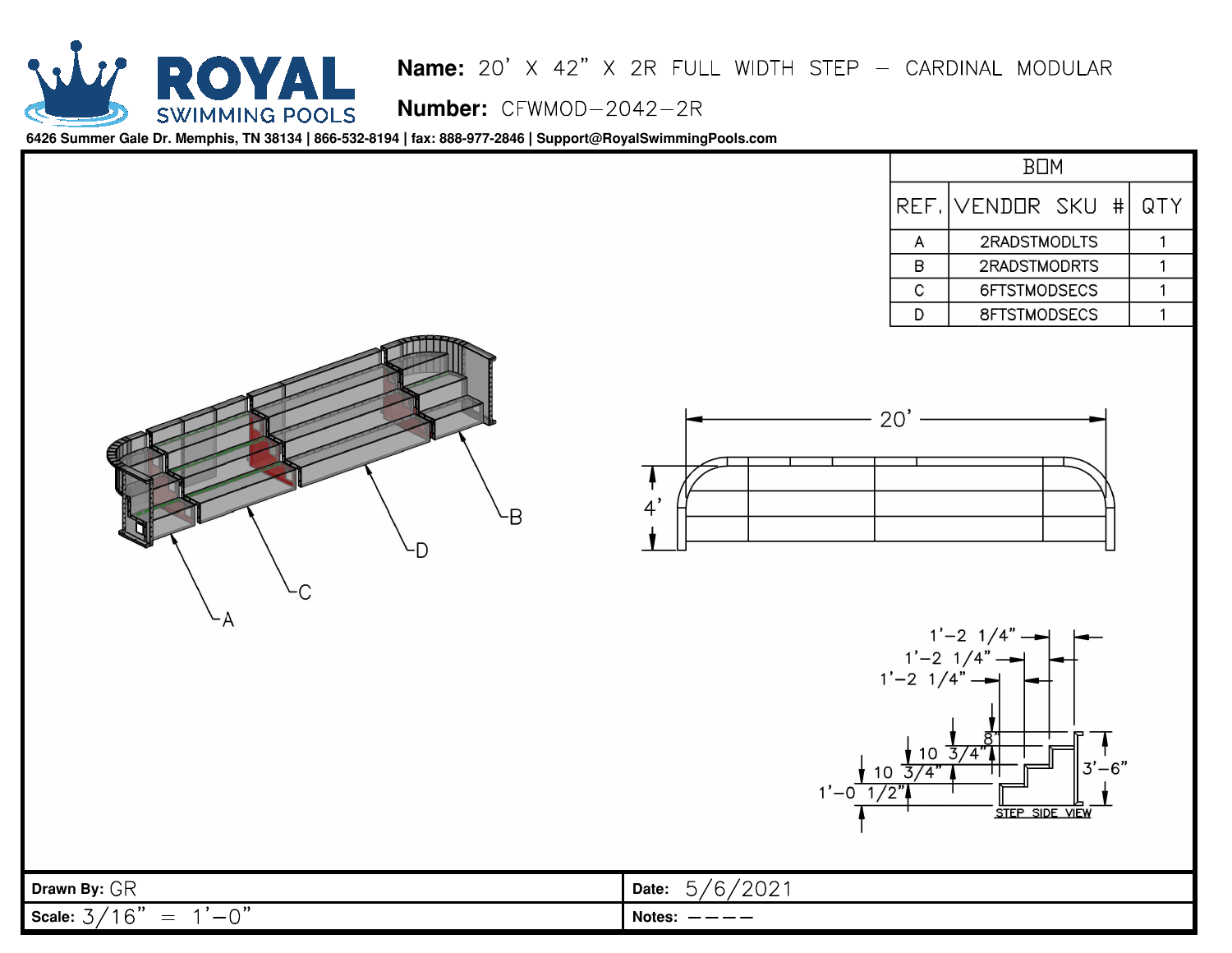# ROYAL SWIMMING POOLS

**Name:** 20' X 42" X 2R FULL WIDTH STEP – CARDINAL MODULAR

**Number:** CFWMOD–2042–2R

6426 Summer Gale Dr. Memphis, TN 38134 | 866-532-8194 | fax: 888-977-2846 | Support@RoyalSwimmingPools.com

| BOM | | |
|---|---|---|
| REF. | VENDOR SKU # | QTY |
| A | 2RADSTMODLTS | 1 |
| B | 2RADSTMODRTS | 1 |
| C | 6FTSTMODSECS | 1 |
| D | 8FTSTMODSECS | 1 |

A

B

C

D

20'

4'

1'–2 1/4"

1'–2 1/4"

1'–2 1/4"

8"

10 3/4"

10 3/4"

1'–0 1/2"

3'–6"

STEP SIDE VIEW

**Drawn By:** GR

**Date:** 5/6/2021

**Scale:** 3/16" = 1'–0"

**Notes:** ––––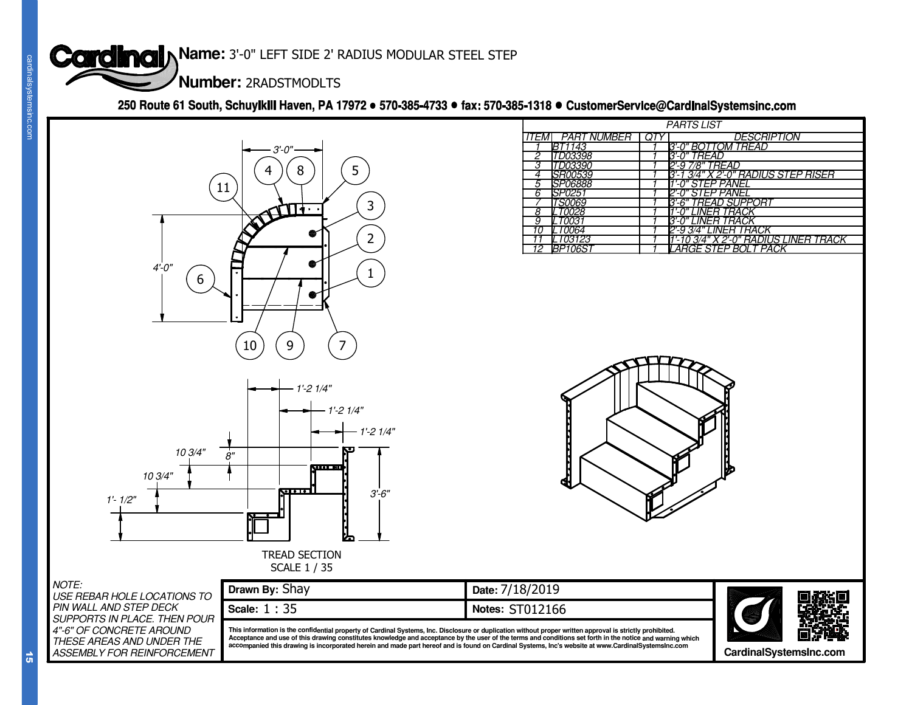**Name:** 3'-0" LEFT SIDE 2' RADIUS MODULAR STEEL STEP

**Number:** 2RADSTMODLTS

**250 Route 61 South, Schuylkill Haven, PA 17972 • 570-385-4733 • fax: 570-385-1318 • CustomerService@CardinalSystemsinc.com**

| PARTS LIST | | | |
|---|---|---|---|
| ITEM | PART NUMBER | QTY | DESCRIPTION |
| 1 | BT1143 | 1 | 3'-0" BOTTOM TREAD |
| 2 | TD03398 | 1 | 3'-0" TREAD |
| 3 | TD03390 | 1 | 2'-9 7/8" TREAD |
| 4 | SR00539 | 1 | 3'-1 3/4" X 2'-0" RADIUS STEP RISER |
| 5 | SP06888 | 1 | 1'-0" STEP PANEL |
| 6 | SP0251 | 1 | 2'-0" STEP PANEL |
| 7 | TS0069 | 1 | 3'-6" TREAD SUPPORT |
| 8 | LT0028 | 1 | 1'-0" LINER TRACK |
| 9 | LT0031 | 1 | 3'-0" LINER TRACK |
| 10 | LT0064 | 1 | 2'-9 3/4" LINER TRACK |
| 11 | LT03123 | 1 | 1'-10 3/4" X 2'-0" RADIUS LINER TRACK |
| 12 | BP106ST | 1 | LARGE STEP BOLT PACK |

3'-0"

4'-0"

1'-2 1/4"

1'-2 1/4"

1'-2 1/4"

10 3/4"

8"

10 3/4"

1'- 1/2"

3'-6"

TREAD SECTION
SCALE 1 / 35

NOTE:
USE REBAR HOLE LOCATIONS TO PIN WALL AND STEP DECK SUPPORTS IN PLACE. THEN POUR 4"-6" OF CONCRETE AROUND THESE AREAS AND UNDER THE ASSEMBLY FOR REINFORCEMENT

| | |
|---|---|
| **Drawn By:** Shay | **Date:** 7/18/2019 |
| **Scale:** 1 : 35 | **Notes:** ST012166 |

This information is the confidential property of Cardinal Systems, Inc. Disclosure or duplication without proper written approval is strictly prohibited. Acceptance and use of this drawing constitutes knowledge and acceptance by the user of the terms and conditions set forth in the notice and warning which accompanied this drawing is incorporated herein and made part hereof and is found on Cardinal Systems, Inc's website at www.CardinalSystemsInc.com

CardinalSystemsInc.com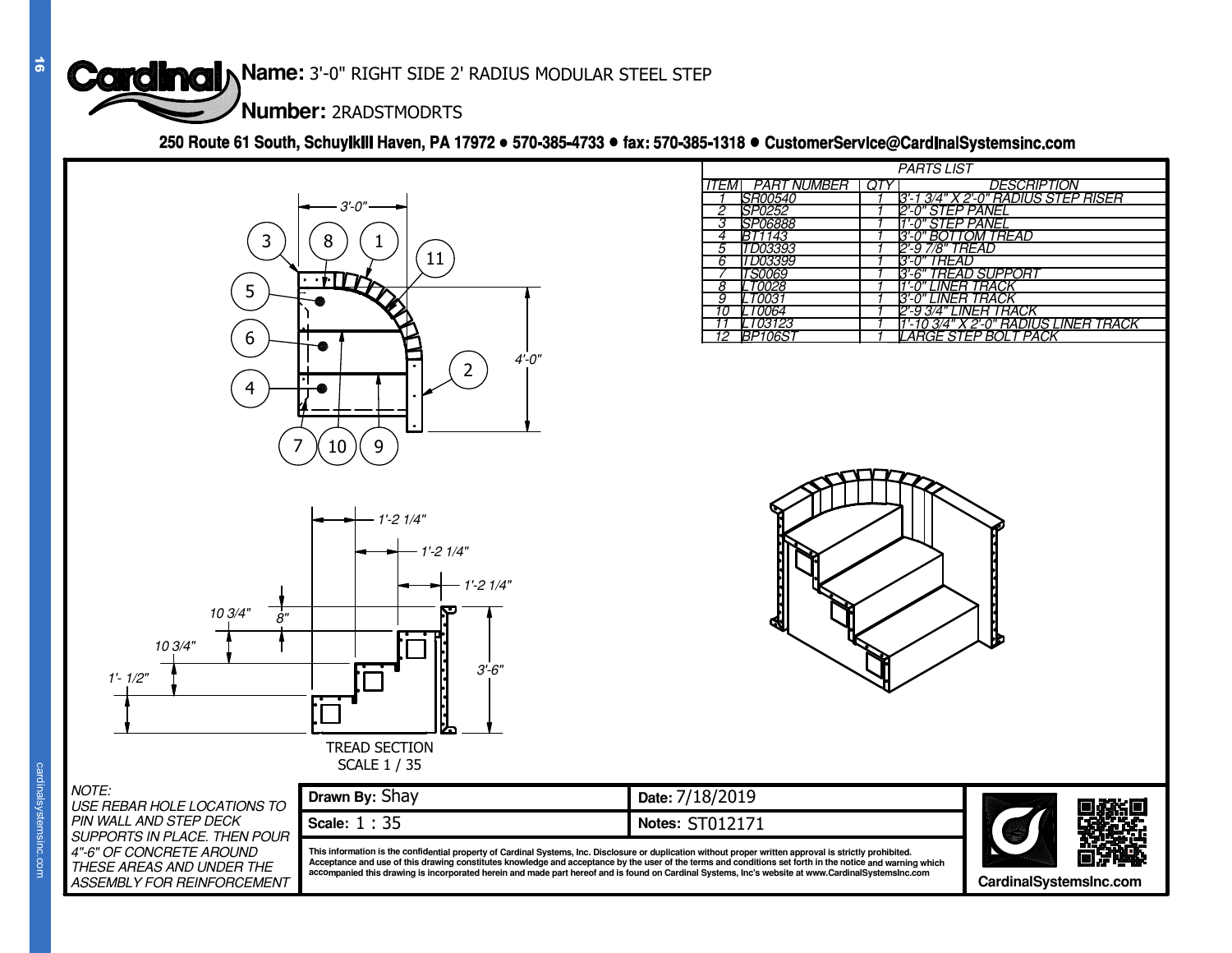**Name:** 3'-0" RIGHT SIDE 2' RADIUS MODULAR STEEL STEP

**Number:** 2RADSTMODRTS

**250 Route 61 South, Schuylkill Haven, PA 17972 • 570-385-4733 • fax: 570-385-1318 • CustomerService@CardinalSystemsinc.com**

| PARTS LIST | | | |
|---|---|---|---|
| ITEM | PART NUMBER | QTY | DESCRIPTION |
| 1 | SR00540 | 1 | 3'-1 3/4" X 2'-0" RADIUS STEP RISER |
| 2 | SP0252 | 1 | 2'-0" STEP PANEL |
| 3 | SP06888 | 1 | 1'-0" STEP PANEL |
| 4 | BT1143 | 1 | 3'-0" BOTTOM TREAD |
| 5 | TD03393 | 1 | 2'-9 7/8" TREAD |
| 6 | TD03399 | 1 | 3'-0" TREAD |
| 7 | TS0069 | 1 | 3'-6" TREAD SUPPORT |
| 8 | LT0028 | 1 | 1'-0" LINER TRACK |
| 9 | LT0031 | 1 | 3'-0" LINER TRACK |
| 10 | LT0064 | 1 | 2'-9 3/4" LINER TRACK |
| 11 | LT03123 | 1 | 1'-10 3/4" X 2'-0" RADIUS LINER TRACK |
| 12 | BP106ST | 1 | LARGE STEP BOLT PACK |

3'-0" 4'-0"

1'-2 1/4" 1'-2 1/4" 1'-2 1/4"

10 3/4" 8" 10 3/4" 1'- 1/2" 3'-6"

TREAD SECTION
SCALE 1 / 35

*NOTE:*
*USE REBAR HOLE LOCATIONS TO PIN WALL AND STEP DECK SUPPORTS IN PLACE. THEN POUR 4"-6" OF CONCRETE AROUND THESE AREAS AND UNDER THE ASSEMBLY FOR REINFORCEMENT*

| **Drawn By:** Shay | **Date:** 7/18/2019 |
|---|---|
| **Scale:** 1 : 35 | **Notes:** ST012171 |

This information is the confidential property of Cardinal Systems, Inc. Disclosure or duplication without proper written approval is strictly prohibited. Acceptance and use of this drawing constitutes knowledge and acceptance by the user of the terms and conditions set forth in the notice and warning which accompanied this drawing is incorporated herein and made part hereof and is found on Cardinal Systems, Inc's website at www.CardinalSystemsInc.com

CardinalSystemsInc.com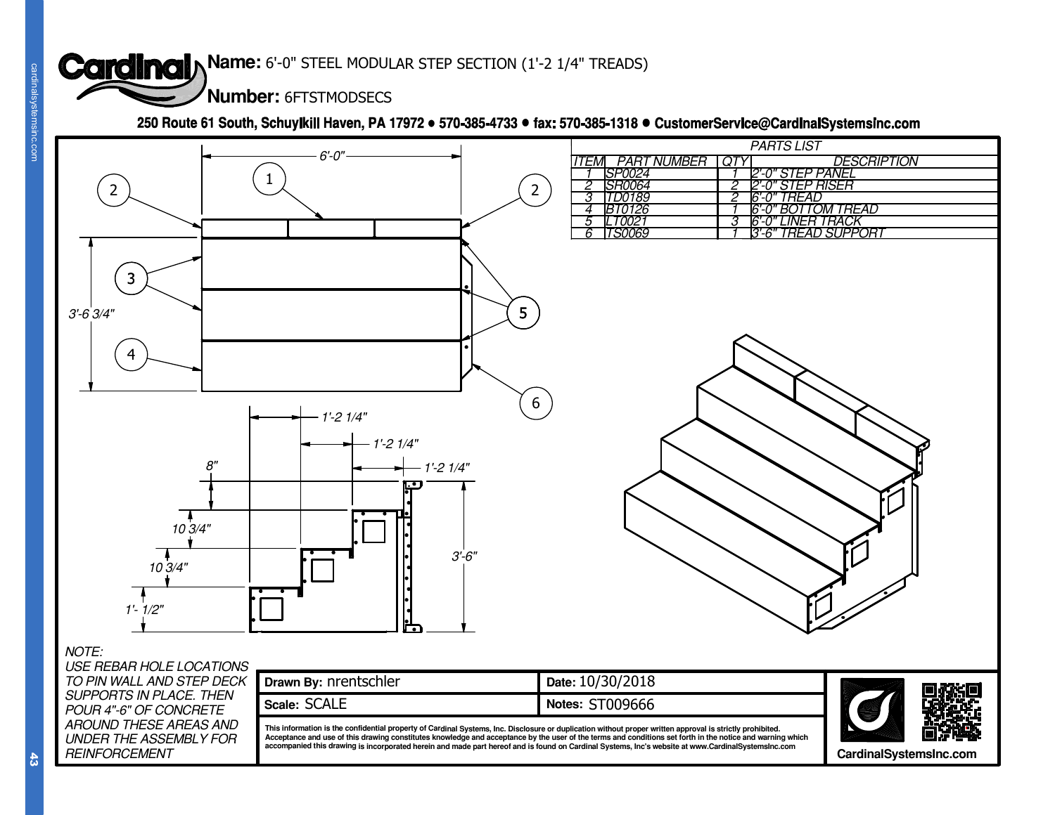**Name:** 6'-0" STEEL MODULAR STEP SECTION (1'-2 1/4" TREADS)

**Number:** 6FTSTMODSECS

**250 Route 61 South, Schuylkill Haven, PA 17972 • 570-385-4733 • fax: 570-385-1318 • CustomerService@CardinalSystemsInc.com**

6'-0"

3'-6 3/4"

1'-2 1/4"

1'-2 1/4"

1'-2 1/4"

8"

10 3/4"

10 3/4"

1'- 1/2"

3'-6"

| PARTS LIST | | | |
|---|---|---|---|
| ITEM | PART NUMBER | QTY | DESCRIPTION |
| 1 | SP0024 | 1 | 2'-0" STEP PANEL |
| 2 | SR0064 | 2 | 2'-0" STEP RISER |
| 3 | TD0189 | 2 | 6'-0" TREAD |
| 4 | BT0126 | 1 | 6'-0" BOTTOM TREAD |
| 5 | LT0021 | 3 | 6'-0" LINER TRACK |
| 6 | TS0069 | 1 | 3'-6" TREAD SUPPORT |

NOTE:
USE REBAR HOLE LOCATIONS TO PIN WALL AND STEP DECK SUPPORTS IN PLACE. THEN POUR 4"-6" OF CONCRETE AROUND THESE AREAS AND UNDER THE ASSEMBLY FOR REINFORCEMENT

| | |
|---|---|
| **Drawn By:** nrentschler | **Date:** 10/30/2018 |
| **Scale:** SCALE | **Notes:** ST009666 |

This information is the confidential property of Cardinal Systems, Inc. Disclosure or duplication without proper written approval is strictly prohibited. Acceptance and use of this drawing constitutes knowledge and acceptance by the user of the terms and conditions set forth in the notice and warning which accompanied this drawing is incorporated herein and made part hereof and is found on Cardinal Systems, Inc's website at www.CardinalSystemsInc.com

CardinalSystemsInc.com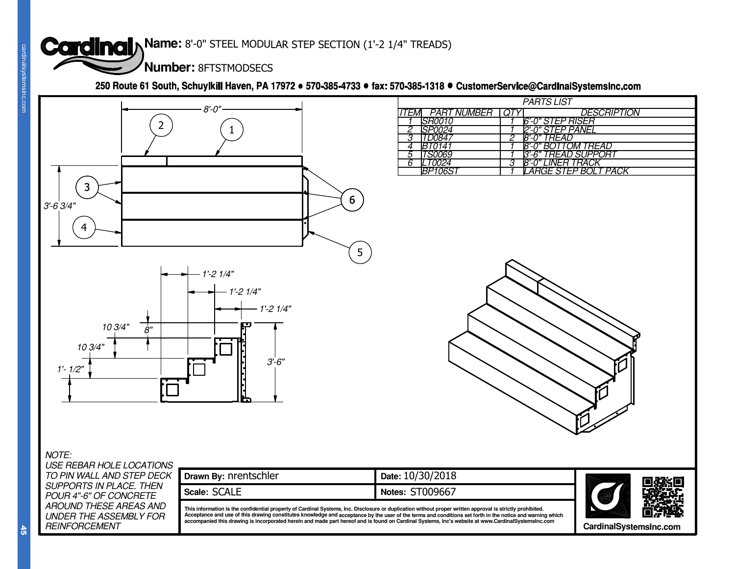**Name:** 8'-0" STEEL MODULAR STEP SECTION (1'-2 1/4" TREADS)

**Number:** 8FTSTMODSECS

**250 Route 61 South, Schuylkill Haven, PA 17972 • 570-385-4733 • fax: 570-385-1318 • CustomerService@CardinalSystemsInc.com**

PARTS LIST

| ITEM | PART NUMBER | QTY | DESCRIPTION |
|---|---|---|---|
| 1 | SR0010 | 1 | 6'-0" STEP RISER |
| 2 | SP0024 | 1 | 2'-0" STEP PANEL |
| 3 | TD0847 | 2 | 8'-0" TREAD |
| 4 | BT0141 | 1 | 8'-0" BOTTOM TREAD |
| 5 | TS0069 | 1 | 3'-6" TREAD SUPPORT |
| 6 | LT0024 | 3 | 8'-0" LINER TRACK |
| | BP106ST | 1 | LARGE STEP BOLT PACK |

8'-0"

3'-6 3/4"

1'-2 1/4"

1'-2 1/4"

1'-2 1/4"

10 3/4"

8"

10 3/4"

1'- 1/2"

3'-6"

NOTE:
USE REBAR HOLE LOCATIONS TO PIN WALL AND STEP DECK SUPPORTS IN PLACE. THEN POUR 4"-6" OF CONCRETE AROUND THESE AREAS AND UNDER THE ASSEMBLY FOR REINFORCEMENT

| | |
|---|---|
| **Drawn By:** nrentschler | **Date:** 10/30/2018 |
| **Scale:** SCALE | **Notes:** ST009667 |

This information is the confidential property of Cardinal Systems, Inc. Disclosure or duplication without proper written approval is strictly prohibited. Acceptance and use of this drawing constitutes knowledge and acceptance by the user of the terms and conditions set forth in the notice and warning which accompanied this drawing is incorporated herein and made part hereof and is found on Cardinal Systems, Inc's website at www.CardinalSystemsInc.com

CardinalSystemsInc.com